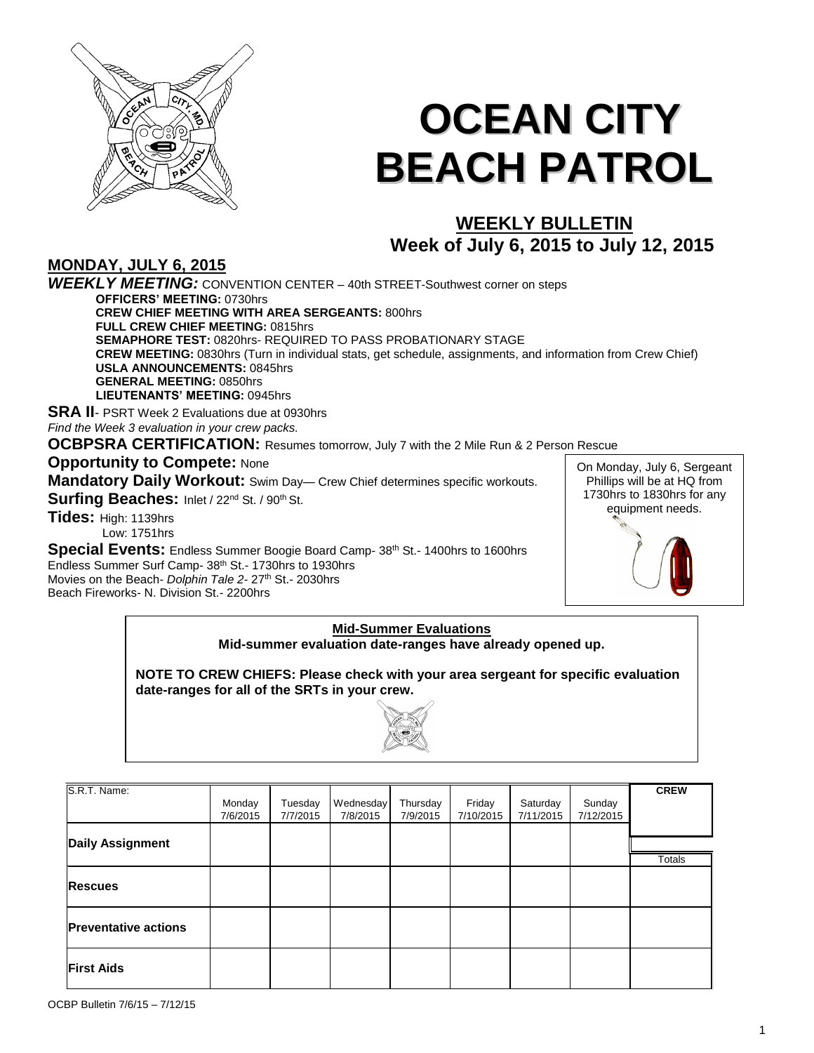# OCEAN CITY BEACH PATROL

## WEEKLY BULLETIN
## Week of July 6, 2015 to July 12, 2015

## MONDAY, JULY 6, 2015

***WEEKLY MEETING:*** CONVENTION CENTER – 40th STREET-Southwest corner on steps

**OFFICERS' MEETING:** 0730hrs
**CREW CHIEF MEETING WITH AREA SERGEANTS:** 800hrs
**FULL CREW CHIEF MEETING:** 0815hrs
**SEMAPHORE TEST:** 0820hrs- REQUIRED TO PASS PROBATIONARY STAGE
**CREW MEETING:** 0830hrs (Turn in individual stats, get schedule, assignments, and information from Crew Chief)
**USLA ANNOUNCEMENTS:** 0845hrs
**GENERAL MEETING:** 0850hrs
**LIEUTENANTS' MEETING:** 0945hrs

**SRA II**- PSRT Week 2 Evaluations due at 0930hrs
*Find the Week 3 evaluation in your crew packs.*

**OCBPSRA CERTIFICATION:** Resumes tomorrow, July 7 with the 2 Mile Run & 2 Person Rescue

**Opportunity to Compete:** None

**Mandatory Daily Workout:** Swim Day— Crew Chief determines specific workouts.

**Surfing Beaches:** Inlet / 22nd St. / 90th St.

**Tides:** High: 1139hrs
Low: 1751hrs

**Special Events:** Endless Summer Boogie Board Camp- 38th St.- 1400hrs to 1600hrs
Endless Summer Surf Camp- 38th St.- 1730hrs to 1930hrs
Movies on the Beach- *Dolphin Tale 2*- 27th St.- 2030hrs
Beach Fireworks- N. Division St.- 2200hrs

On Monday, July 6, Sergeant Phillips will be at HQ from 1730hrs to 1830hrs for any equipment needs.

**Mid-Summer Evaluations**

**Mid-summer evaluation date-ranges have already opened up.**

**NOTE TO CREW CHIEFS: Please check with your area sergeant for specific evaluation date-ranges for all of the SRTs in your crew.**

| S.R.T. Name: | Monday 7/6/2015 | Tuesday 7/7/2015 | Wednesday 7/8/2015 | Thursday 7/9/2015 | Friday 7/10/2015 | Saturday 7/11/2015 | Sunday 7/12/2015 | **CREW** |
|---|---|---|---|---|---|---|---|---|
| **Daily Assignment** | | | | | | | | Totals |
| **Rescues** | | | | | | | | |
| **Preventative actions** | | | | | | | | |
| **First Aids** | | | | | | | | |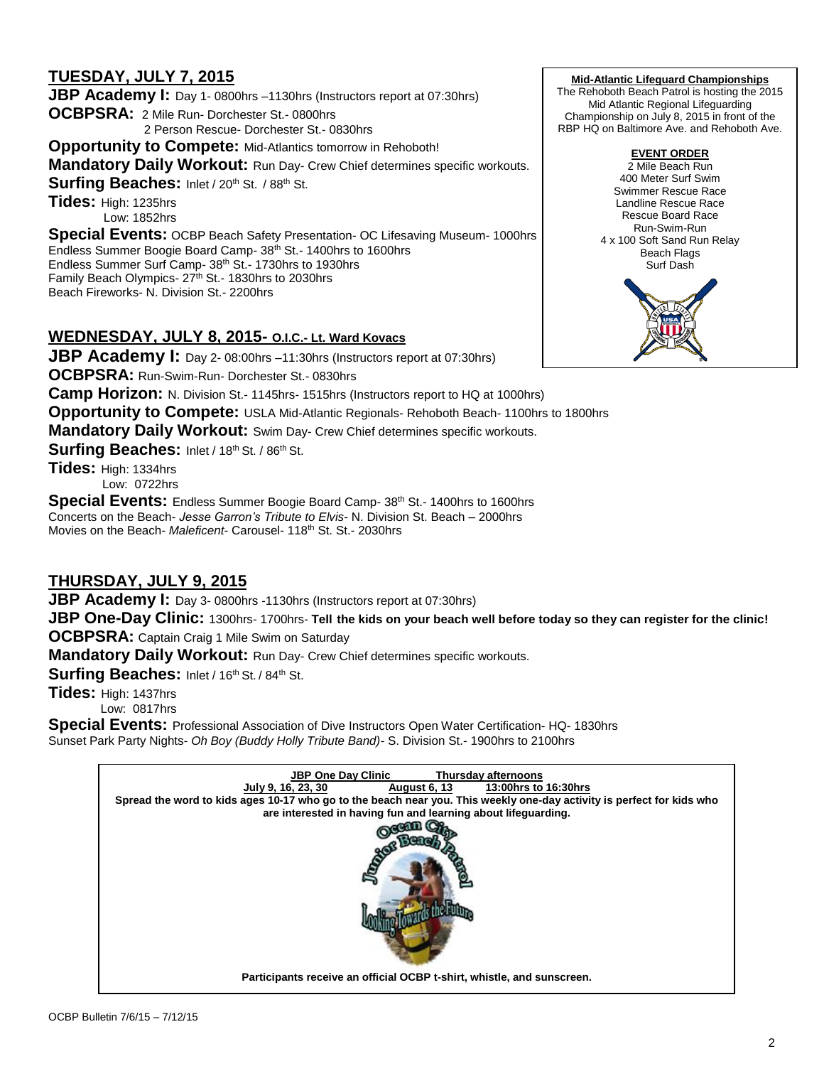## TUESDAY, JULY 7, 2015

**JBP Academy I:** Day 1- 0800hrs –1130hrs (Instructors report at 07:30hrs)

**OCBPSRA:** 2 Mile Run- Dorchester St.- 0800hrs
2 Person Rescue- Dorchester St.- 0830hrs

**Opportunity to Compete:** Mid-Atlantics tomorrow in Rehoboth!

**Mandatory Daily Workout:** Run Day- Crew Chief determines specific workouts.

**Surfing Beaches:** Inlet / 20th St. / 88th St.

**Tides:** High: 1235hrs
Low: 1852hrs

**Special Events:** OCBP Beach Safety Presentation- OC Lifesaving Museum- 1000hrs
Endless Summer Boogie Board Camp- 38th St.- 1400hrs to 1600hrs
Endless Summer Surf Camp- 38th St.- 1730hrs to 1930hrs
Family Beach Olympics- 27th St.- 1830hrs to 2030hrs
Beach Fireworks- N. Division St.- 2200hrs

**Mid-Atlantic Lifeguard Championships**

The Rehoboth Beach Patrol is hosting the 2015 Mid Atlantic Regional Lifeguarding Championship on July 8, 2015 in front of the RBP HQ on Baltimore Ave. and Rehoboth Ave.

**EVENT ORDER**

2 Mile Beach Run
400 Meter Surf Swim
Swimmer Rescue Race
Landline Rescue Race
Rescue Board Race
Run-Swim-Run
4 x 100 Soft Sand Run Relay
Beach Flags
Surf Dash

## WEDNESDAY, JULY 8, 2015- O.I.C.- Lt. Ward Kovacs

**JBP Academy I:** Day 2- 08:00hrs –11:30hrs (Instructors report at 07:30hrs)

**OCBPSRA:** Run-Swim-Run- Dorchester St.- 0830hrs

**Camp Horizon:** N. Division St.- 1145hrs- 1515hrs (Instructors report to HQ at 1000hrs)

**Opportunity to Compete:** USLA Mid-Atlantic Regionals- Rehoboth Beach- 1100hrs to 1800hrs

**Mandatory Daily Workout:** Swim Day- Crew Chief determines specific workouts.

**Surfing Beaches:** Inlet / 18th St. / 86th St.

**Tides:** High: 1334hrs
Low: 0722hrs

**Special Events:** Endless Summer Boogie Board Camp- 38th St.- 1400hrs to 1600hrs
Concerts on the Beach- *Jesse Garron's Tribute to Elvis*- N. Division St. Beach – 2000hrs
Movies on the Beach- *Maleficent*- Carousel- 118th St. St.- 2030hrs

## THURSDAY, JULY 9, 2015

**JBP Academy I:** Day 3- 0800hrs -1130hrs (Instructors report at 07:30hrs)

**JBP One-Day Clinic:** 1300hrs- 1700hrs- **Tell the kids on your beach well before today so they can register for the clinic!**

**OCBPSRA:** Captain Craig 1 Mile Swim on Saturday

**Mandatory Daily Workout:** Run Day- Crew Chief determines specific workouts.

**Surfing Beaches:** Inlet / 16th St. / 84th St.

**Tides:** High: 1437hrs
Low: 0817hrs

**Special Events:** Professional Association of Dive Instructors Open Water Certification- HQ- 1830hrs
Sunset Park Party Nights- *Oh Boy (Buddy Holly Tribute Band)*- S. Division St.- 1900hrs to 2100hrs

**JBP One Day Clinic** **Thursday afternoons**
**July 9, 16, 23, 30** **August 6, 13** **13:00hrs to 16:30hrs**

**Spread the word to kids ages 10-17 who go to the beach near you. This weekly one-day activity is perfect for kids who are interested in having fun and learning about lifeguarding.**

**Participants receive an official OCBP t-shirt, whistle, and sunscreen.**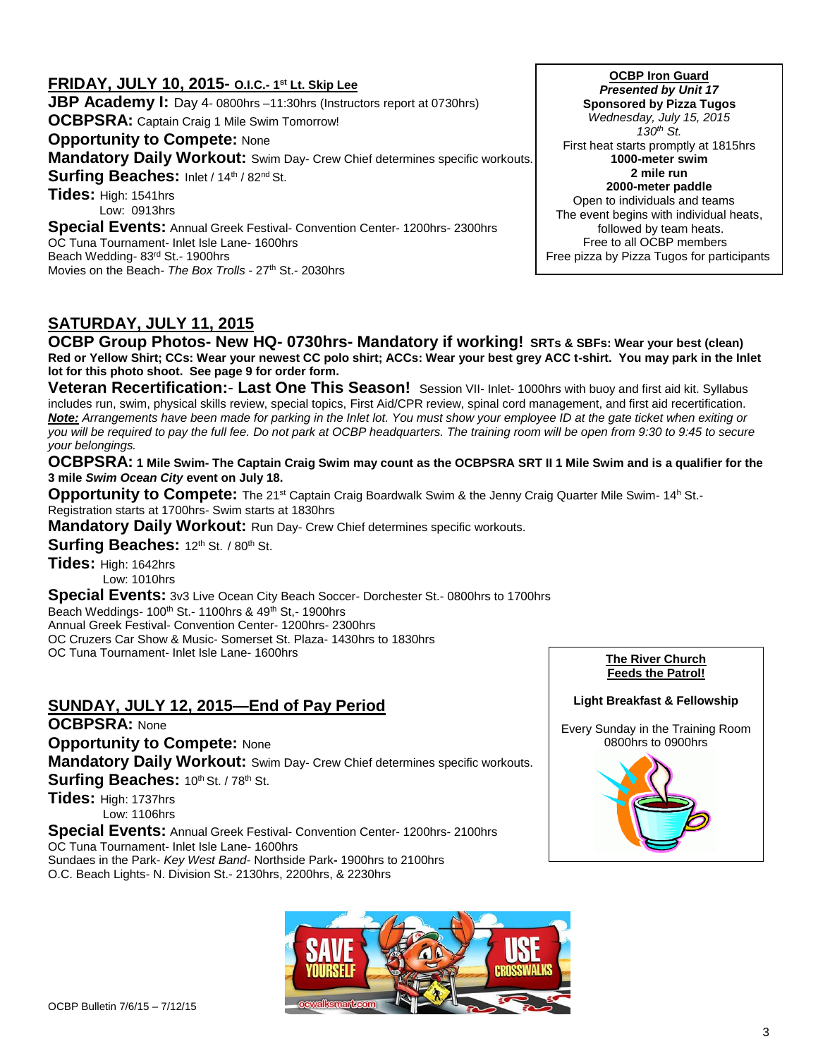## FRIDAY, JULY 10, 2015- O.I.C.- 1st Lt. Skip Lee

**JBP Academy I:** Day 4- 0800hrs –11:30hrs (Instructors report at 0730hrs)

**OCBPSRA:** Captain Craig 1 Mile Swim Tomorrow!

**Opportunity to Compete:** None

**Mandatory Daily Workout:** Swim Day- Crew Chief determines specific workouts.

**Surfing Beaches:** Inlet / 14th / 82nd St.

**Tides:** High: 1541hrs
Low: 0913hrs

**Special Events:** Annual Greek Festival- Convention Center- 1200hrs- 2300hrs
OC Tuna Tournament- Inlet Isle Lane- 1600hrs
Beach Wedding- 83rd St.- 1900hrs
Movies on the Beach- *The Box Trolls* - 27th St.- 2030hrs

**OCBP Iron Guard**
***Presented by Unit 17***
**Sponsored by Pizza Tugos**
*Wednesday, July 15, 2015*
*130th St.*
First heat starts promptly at 1815hrs
**1000-meter swim**
**2 mile run**
**2000-meter paddle**
Open to individuals and teams
The event begins with individual heats, followed by team heats.
Free to all OCBP members
Free pizza by Pizza Tugos for participants

## SATURDAY, JULY 11, 2015

**OCBP Group Photos- New HQ- 0730hrs- Mandatory if working! SRTs & SBFs: Wear your best (clean) Red or Yellow Shirt; CCs: Wear your newest CC polo shirt; ACCs: Wear your best grey ACC t-shirt. You may park in the Inlet lot for this photo shoot. See page 9 for order form.**

**Veteran Recertification:- Last One This Season!** Session VII- Inlet- 1000hrs with buoy and first aid kit. Syllabus includes run, swim, physical skills review, special topics, First Aid/CPR review, spinal cord management, and first aid recertification. ***Note:*** *Arrangements have been made for parking in the Inlet lot. You must show your employee ID at the gate ticket when exiting or you will be required to pay the full fee. Do not park at OCBP headquarters. The training room will be open from 9:30 to 9:45 to secure your belongings.*

**OCBPSRA: 1 Mile Swim- The Captain Craig Swim may count as the OCBPSRA SRT II 1 Mile Swim and is a qualifier for the 3 mile *Swim Ocean City* event on July 18.**

**Opportunity to Compete:** The 21st Captain Craig Boardwalk Swim & the Jenny Craig Quarter Mile Swim- 14h St.- Registration starts at 1700hrs- Swim starts at 1830hrs

**Mandatory Daily Workout:** Run Day- Crew Chief determines specific workouts.

**Surfing Beaches:** 12th St. / 80th St.

**Tides:** High: 1642hrs
Low: 1010hrs

**Special Events:** 3v3 Live Ocean City Beach Soccer- Dorchester St.- 0800hrs to 1700hrs
Beach Weddings- 100th St.- 1100hrs & 49th St,- 1900hrs
Annual Greek Festival- Convention Center- 1200hrs- 2300hrs
OC Cruzers Car Show & Music- Somerset St. Plaza- 1430hrs to 1830hrs
OC Tuna Tournament- Inlet Isle Lane- 1600hrs

## SUNDAY, JULY 12, 2015—End of Pay Period

**OCBPSRA:** None

**Opportunity to Compete:** None

**Mandatory Daily Workout:** Swim Day- Crew Chief determines specific workouts.

**Surfing Beaches:** 10th St. / 78th St.

**Tides:** High: 1737hrs
Low: 1106hrs

**Special Events:** Annual Greek Festival- Convention Center- 1200hrs- 2100hrs
OC Tuna Tournament- Inlet Isle Lane- 1600hrs
Sundaes in the Park- *Key West Band*- Northside Park**-** 1900hrs to 2100hrs
O.C. Beach Lights- N. Division St.- 2130hrs, 2200hrs, & 2230hrs

**The River Church**
**Feeds the Patrol!**

**Light Breakfast & Fellowship**

Every Sunday in the Training Room
0800hrs to 0900hrs

SAVE YOURSELF USE CROSSWALKS
ocwalksmart.com

OCBP Bulletin 7/6/15 – 7/12/15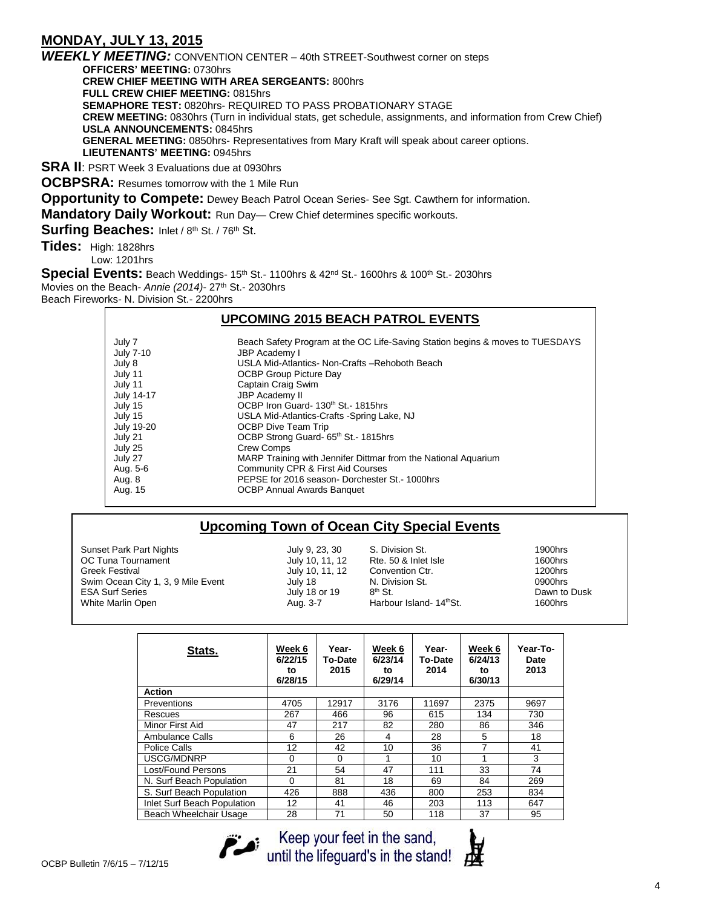## MONDAY, JULY 13, 2015

***WEEKLY MEETING:*** CONVENTION CENTER – 40th STREET-Southwest corner on steps

- **OFFICERS' MEETING:** 0730hrs
- **CREW CHIEF MEETING WITH AREA SERGEANTS:** 800hrs
- **FULL CREW CHIEF MEETING:** 0815hrs
- **SEMAPHORE TEST:** 0820hrs- REQUIRED TO PASS PROBATIONARY STAGE
- **CREW MEETING:** 0830hrs (Turn in individual stats, get schedule, assignments, and information from Crew Chief)
- **USLA ANNOUNCEMENTS:** 0845hrs
- **GENERAL MEETING:** 0850hrs- Representatives from Mary Kraft will speak about career options.
- **LIEUTENANTS' MEETING:** 0945hrs

**SRA II**: PSRT Week 3 Evaluations due at 0930hrs

**OCBPSRA:** Resumes tomorrow with the 1 Mile Run

**Opportunity to Compete:** Dewey Beach Patrol Ocean Series- See Sgt. Cawthern for information.

**Mandatory Daily Workout:** Run Day— Crew Chief determines specific workouts.

**Surfing Beaches:** Inlet / 8th St. / 76th St.

**Tides:** High: 1828hrs
Low: 1201hrs

**Special Events:** Beach Weddings- 15th St.- 1100hrs & 42nd St.- 1600hrs & 100th St.- 2030hrs
Movies on the Beach- *Annie (2014)*- 27th St.- 2030hrs
Beach Fireworks- N. Division St.- 2200hrs

### UPCOMING 2015 BEACH PATROL EVENTS

| Date | Event |
|---|---|
| July 7 | Beach Safety Program at the OC Life-Saving Station begins & moves to TUESDAYS |
| July 7-10 | JBP Academy I |
| July 8 | USLA Mid-Atlantics- Non-Crafts –Rehoboth Beach |
| July 11 | OCBP Group Picture Day |
| July 11 | Captain Craig Swim |
| July 14-17 | JBP Academy II |
| July 15 | OCBP Iron Guard- 130th St.- 1815hrs |
| July 15 | USLA Mid-Atlantics-Crafts -Spring Lake, NJ |
| July 19-20 | OCBP Dive Team Trip |
| July 21 | OCBP Strong Guard- 65th St.- 1815hrs |
| July 25 | Crew Comps |
| July 27 | MARP Training with Jennifer Dittmar from the National Aquarium |
| Aug. 5-6 | Community CPR & First Aid Courses |
| Aug. 8 | PEPSE for 2016 season- Dorchester St.- 1000hrs |
| Aug. 15 | OCBP Annual Awards Banquet |

### Upcoming Town of Ocean City Special Events

| Event | Date | Location | Time |
|---|---|---|---|
| Sunset Park Part Nights | July 9, 23, 30 | S. Division St. | 1900hrs |
| OC Tuna Tournament | July 10, 11, 12 | Rte. 50 & Inlet Isle | 1600hrs |
| Greek Festival | July 10, 11, 12 | Convention Ctr. | 1200hrs |
| Swim Ocean City 1, 3, 9 Mile Event | July 18 | N. Division St. | 0900hrs |
| ESA Surf Series | July 18 or 19 | 8th St. | Dawn to Dusk |
| White Marlin Open | Aug. 3-7 | Harbour Island- 14thSt. | 1600hrs |

| Stats. | Week 6 6/22/15 to 6/28/15 | Year-To-Date 2015 | Week 6 6/23/14 to 6/29/14 | Year-To-Date 2014 | Week 6 6/24/13 to 6/30/13 | Year-To-Date 2013 |
|---|---|---|---|---|---|---|
| **Action** | | | | | | |
| Preventions | 4705 | 12917 | 3176 | 11697 | 2375 | 9697 |
| Rescues | 267 | 466 | 96 | 615 | 134 | 730 |
| Minor First Aid | 47 | 217 | 82 | 280 | 86 | 346 |
| Ambulance Calls | 6 | 26 | 4 | 28 | 5 | 18 |
| Police Calls | 12 | 42 | 10 | 36 | 7 | 41 |
| USCG/MDNRP | 0 | 0 | 1 | 10 | 1 | 3 |
| Lost/Found Persons | 21 | 54 | 47 | 111 | 33 | 74 |
| N. Surf Beach Population | 0 | 81 | 18 | 69 | 84 | 269 |
| S. Surf Beach Population | 426 | 888 | 436 | 800 | 253 | 834 |
| Inlet Surf Beach Population | 12 | 41 | 46 | 203 | 113 | 647 |
| Beach Wheelchair Usage | 28 | 71 | 50 | 118 | 37 | 95 |

Keep your feet in the sand, until the lifeguard's in the stand!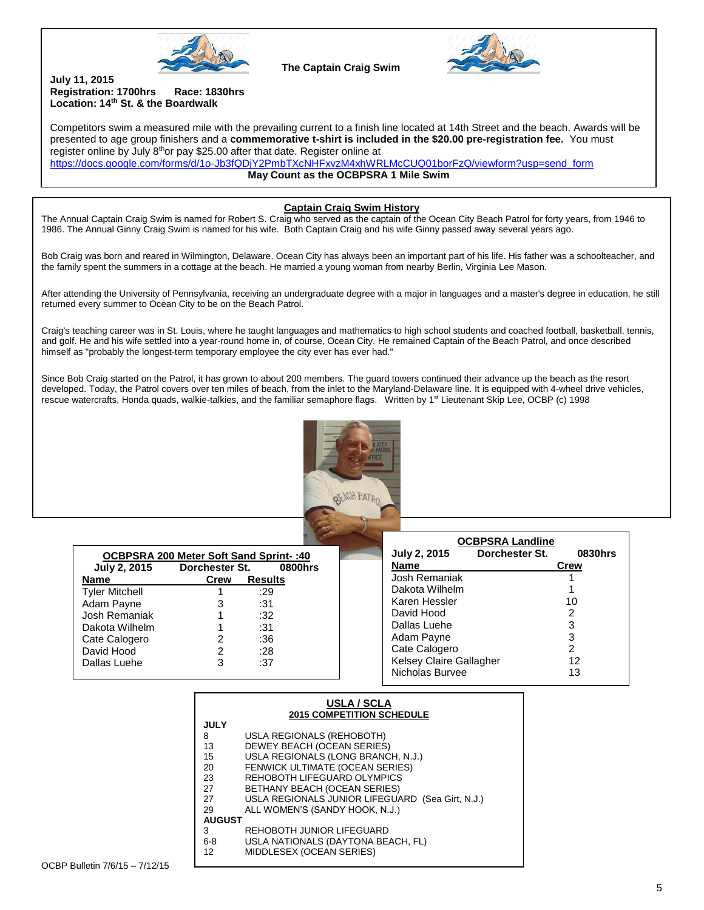## The Captain Craig Swim

**July 11, 2015**
**Registration: 1700hrs Race: 1830hrs**
**Location: 14th St. & the Boardwalk**

Competitors swim a measured mile with the prevailing current to a finish line located at 14th Street and the beach. Awards will be presented to age group finishers and a **commemorative t-shirt is included in the $20.00 pre-registration fee.** You must register online by July 8th or pay $25.00 after that date. Register online at https://docs.google.com/forms/d/1o-Jb3fQDjY2PmbTXcNHFxvzM4xhWRLMcCUQ01borFzQ/viewform?usp=send_form

**May Count as the OCBPSRA 1 Mile Swim**

## Captain Craig Swim History

The Annual Captain Craig Swim is named for Robert S. Craig who served as the captain of the Ocean City Beach Patrol for forty years, from 1946 to 1986. The Annual Ginny Craig Swim is named for his wife. Both Captain Craig and his wife Ginny passed away several years ago.

Bob Craig was born and reared in Wilmington, Delaware. Ocean City has always been an important part of his life. His father was a schoolteacher, and the family spent the summers in a cottage at the beach. He married a young woman from nearby Berlin, Virginia Lee Mason.

After attending the University of Pennsylvania, receiving an undergraduate degree with a major in languages and a master's degree in education, he still returned every summer to Ocean City to be on the Beach Patrol.

Craig's teaching career was in St. Louis, where he taught languages and mathematics to high school students and coached football, basketball, tennis, and golf. He and his wife settled into a year-round home in, of course, Ocean City. He remained Captain of the Beach Patrol, and once described himself as "probably the longest-term temporary employee the city ever has ever had."

Since Bob Craig started on the Patrol, it has grown to about 200 members. The guard towers continued their advance up the beach as the resort developed. Today, the Patrol covers over ten miles of beach, from the inlet to the Maryland-Delaware line. It is equipped with 4-wheel drive vehicles, rescue watercrafts, Honda quads, walkie-talkies, and the familiar semaphore flags. Written by 1st Lieutenant Skip Lee, OCBP (c) 1998

### OCBPSRA 200 Meter Soft Sand Sprint- :40

**July 2, 2015 Dorchester St. 0800hrs**

| Name | Crew | Results |
|---|---|---|
| Tyler Mitchell | 1 | :29 |
| Adam Payne | 3 | :31 |
| Josh Remaniak | 1 | :32 |
| Dakota Wilhelm | 1 | :31 |
| Cate Calogero | 2 | :36 |
| David Hood | 2 | :28 |
| Dallas Luehe | 3 | :37 |

### OCBPSRA Landline

**July 2, 2015 Dorchester St. 0830hrs**

| Name | Crew |
|---|---|
| Josh Remaniak | 1 |
| Dakota Wilhelm | 1 |
| Karen Hessler | 10 |
| David Hood | 2 |
| Dallas Luehe | 3 |
| Adam Payne | 3 |
| Cate Calogero | 2 |
| Kelsey Claire Gallagher | 12 |
| Nicholas Burvee | 13 |

### USLA / SCLA
#### 2015 COMPETITION SCHEDULE

**JULY**

| | |
|---|---|
| 8 | USLA REGIONALS (REHOBOTH) |
| 13 | DEWEY BEACH (OCEAN SERIES) |
| 15 | USLA REGIONALS (LONG BRANCH, N.J.) |
| 20 | FENWICK ULTIMATE (OCEAN SERIES) |
| 23 | REHOBOTH LIFEGUARD OLYMPICS |
| 27 | BETHANY BEACH (OCEAN SERIES) |
| 27 | USLA REGIONALS JUNIOR LIFEGUARD (Sea Girt, N.J.) |
| 29 | ALL WOMEN'S (SANDY HOOK, N.J.) |

**AUGUST**

| | |
|---|---|
| 3 | REHOBOTH JUNIOR LIFEGUARD |
| 6-8 | USLA NATIONALS (DAYTONA BEACH, FL) |
| 12 | MIDDLESEX (OCEAN SERIES) |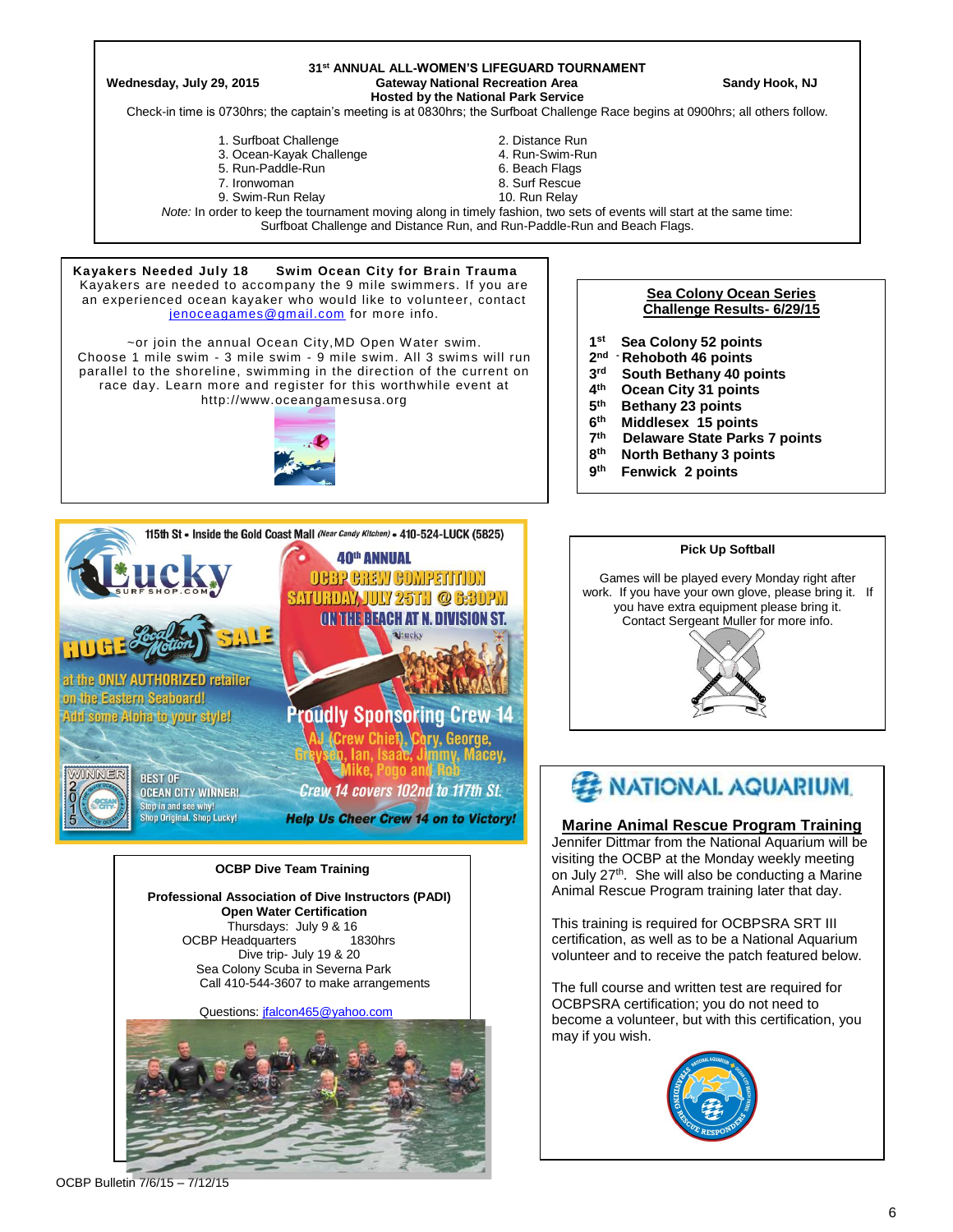**31st ANNUAL ALL-WOMEN'S LIFEGUARD TOURNAMENT**

**Wednesday, July 29, 2015** — **Gateway National Recreation Area** — **Sandy Hook, NJ**

**Hosted by the National Park Service**

Check-in time is 0730hrs; the captain's meeting is at 0830hrs; the Surfboat Challenge Race begins at 0900hrs; all others follow.

1. Surfboat Challenge
2. Distance Run
3. Ocean-Kayak Challenge
4. Run-Swim-Run
5. Run-Paddle-Run
6. Beach Flags
7. Ironwoman
8. Surf Rescue
9. Swim-Run Relay
10. Run Relay

*Note:* In order to keep the tournament moving along in timely fashion, two sets of events will start at the same time: Surfboat Challenge and Distance Run, and Run-Paddle-Run and Beach Flags.

---

**Kayakers Needed July 18 Swim Ocean City for Brain Trauma**

Kayakers are needed to accompany the 9 mile swimmers. If you are an experienced ocean kayaker who would like to volunteer, contact jenoceagames@gmail.com for more info.

~or join the annual Ocean City,MD Open Water swim. Choose 1 mile swim - 3 mile swim - 9 mile swim. All 3 swims will run parallel to the shoreline, swimming in the direction of the current on race day. Learn more and register for this worthwhile event at http://www.oceangamesusa.org

---

**Sea Colony Ocean Series Challenge Results- 6/29/15**

- **1st Sea Colony 52 points**
- **2nd Rehoboth 46 points**
- **3rd South Bethany 40 points**
- **4th Ocean City 31 points**
- **5th Bethany 23 points**
- **6th Middlesex 15 points**
- **7th Delaware State Parks 7 points**
- **8th North Bethany 3 points**
- **9th Fenwick 2 points**

---

115th St • Inside the Gold Coast Mall (Near Candy Kitchen) • 410-524-LUCK (5825)

Lucky SURF SHOP.COM

HUGE Local Motion SALE at the ONLY AUTHORIZED retailer on the Eastern Seaboard! Add some Aloha to your style!

WINNER 2015 BEST OF OCEAN CITY WINNER! Stop in and see why! Shop Original. Shop Lucky!

40th ANNUAL OCBP CREW COMPETITION SATURDAY, JULY 25TH @ 6:30PM ON THE BEACH AT N. DIVISION ST.

Proudly Sponsoring Crew 14

AJ (Crew Chief), Cory, George, Greyson, Ian, Isaac, Jimmy, Macey, Mike, Pogo and Rob

Crew 14 covers 102nd to 117th St.

Help Us Cheer Crew 14 on to Victory!

---

**Pick Up Softball**

Games will be played every Monday right after work. If you have your own glove, please bring it. If you have extra equipment please bring it. Contact Sergeant Muller for more info.

---

**OCBP Dive Team Training**

**Professional Association of Dive Instructors (PADI) Open Water Certification**

Thursdays: July 9 & 16
OCBP Headquarters 1830hrs
Dive trip- July 19 & 20
Sea Colony Scuba in Severna Park
Call 410-544-3607 to make arrangements

Questions: jfalcon465@yahoo.com

---

**NATIONAL AQUARIUM**

**Marine Animal Rescue Program Training**

Jennifer Dittmar from the National Aquarium will be visiting the OCBP at the Monday weekly meeting on July 27th. She will also be conducting a Marine Animal Rescue Program training later that day.

This training is required for OCBPSRA SRT III certification, as well as to be a National Aquarium volunteer and to receive the patch featured below.

The full course and written test are required for OCBPSRA certification; you do not need to become a volunteer, but with this certification, you may if you wish.

OCBP Bulletin 7/6/15 – 7/12/15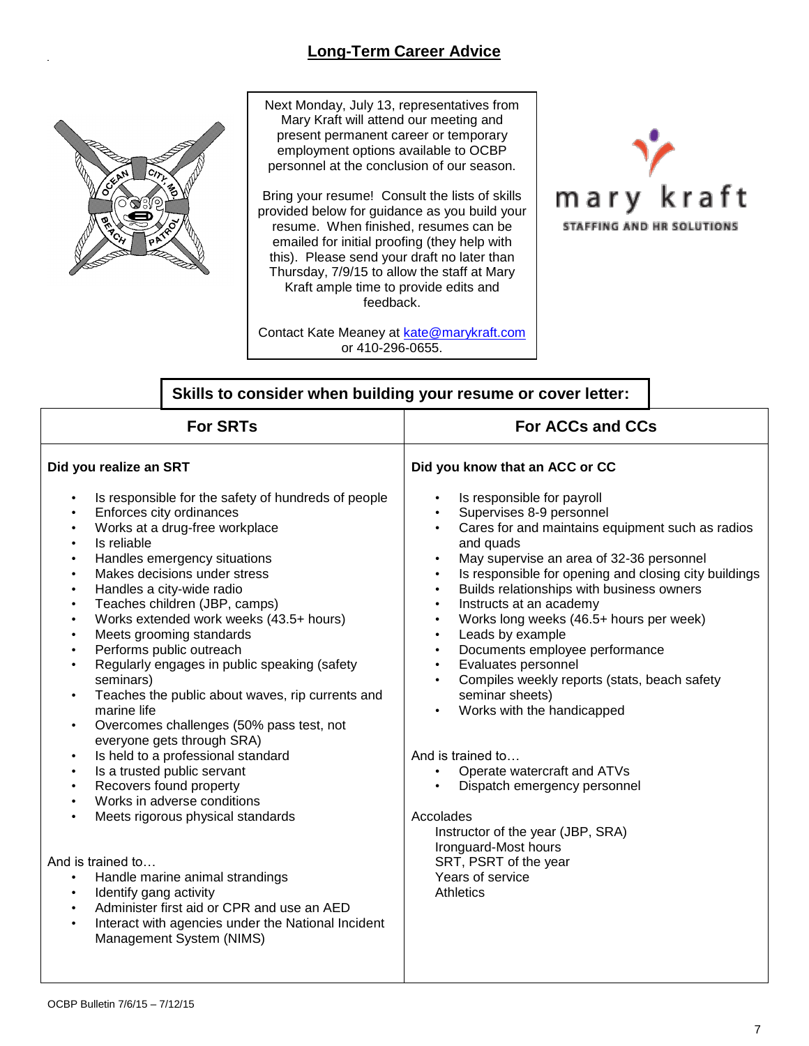# Long-Term Career Advice

Next Monday, July 13, representatives from Mary Kraft will attend our meeting and present permanent career or temporary employment options available to OCBP personnel at the conclusion of our season.

Bring your resume! Consult the lists of skills provided below for guidance as you build your resume. When finished, resumes can be emailed for initial proofing (they help with this). Please send your draft no later than Thursday, 7/9/15 to allow the staff at Mary Kraft ample time to provide edits and feedback.

Contact Kate Meaney at kate@marykraft.com or 410-296-0655.

## Skills to consider when building your resume or cover letter:

### For SRTs

**Did you realize an SRT**

- Is responsible for the safety of hundreds of people
- Enforces city ordinances
- Works at a drug-free workplace
- Is reliable
- Handles emergency situations
- Makes decisions under stress
- Handles a city-wide radio
- Teaches children (JBP, camps)
- Works extended work weeks (43.5+ hours)
- Meets grooming standards
- Performs public outreach
- Regularly engages in public speaking (safety seminars)
- Teaches the public about waves, rip currents and marine life
- Overcomes challenges (50% pass test, not everyone gets through SRA)
- Is held to a professional standard
- Is a trusted public servant
- Recovers found property
- Works in adverse conditions
- Meets rigorous physical standards

And is trained to…

- Handle marine animal strandings
- Identify gang activity
- Administer first aid or CPR and use an AED
- Interact with agencies under the National Incident Management System (NIMS)

### For ACCs and CCs

**Did you know that an ACC or CC**

- Is responsible for payroll
- Supervises 8-9 personnel
- Cares for and maintains equipment such as radios and quads
- May supervise an area of 32-36 personnel
- Is responsible for opening and closing city buildings
- Builds relationships with business owners
- Instructs at an academy
- Works long weeks (46.5+ hours per week)
- Leads by example
- Documents employee performance
- Evaluates personnel
- Compiles weekly reports (stats, beach safety seminar sheets)
- Works with the handicapped

And is trained to…

- Operate watercraft and ATVs
- Dispatch emergency personnel

Accolades

Instructor of the year (JBP, SRA)
Ironguard-Most hours
SRT, PSRT of the year
Years of service
Athletics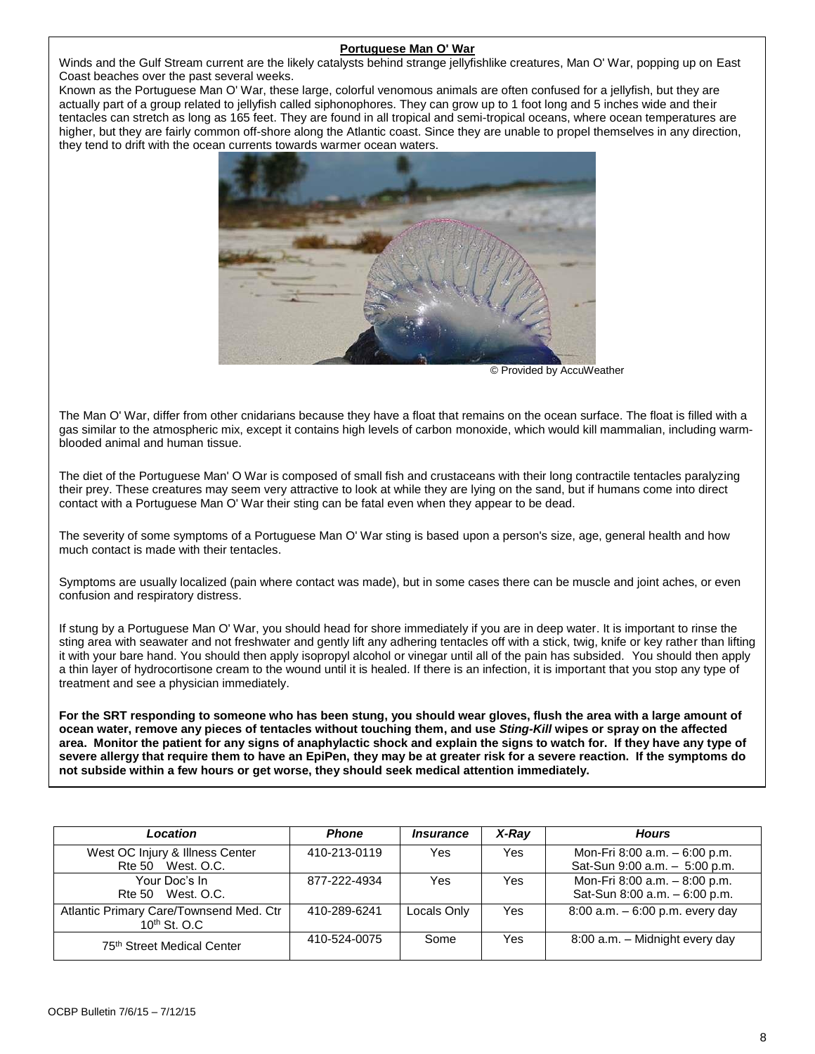**Portuguese Man O' War**

Winds and the Gulf Stream current are the likely catalysts behind strange jellyfishlike creatures, Man O' War, popping up on East Coast beaches over the past several weeks.

Known as the Portuguese Man O' War, these large, colorful venomous animals are often confused for a jellyfish, but they are actually part of a group related to jellyfish called siphonophores. They can grow up to 1 foot long and 5 inches wide and their tentacles can stretch as long as 165 feet. They are found in all tropical and semi-tropical oceans, where ocean temperatures are higher, but they are fairly common off-shore along the Atlantic coast. Since they are unable to propel themselves in any direction, they tend to drift with the ocean currents towards warmer ocean waters.

© Provided by AccuWeather

The Man O' War, differ from other cnidarians because they have a float that remains on the ocean surface. The float is filled with a gas similar to the atmospheric mix, except it contains high levels of carbon monoxide, which would kill mammalian, including warm-blooded animal and human tissue.

The diet of the Portuguese Man' O War is composed of small fish and crustaceans with their long contractile tentacles paralyzing their prey. These creatures may seem very attractive to look at while they are lying on the sand, but if humans come into direct contact with a Portuguese Man O' War their sting can be fatal even when they appear to be dead.

The severity of some symptoms of a Portuguese Man O' War sting is based upon a person's size, age, general health and how much contact is made with their tentacles.

Symptoms are usually localized (pain where contact was made), but in some cases there can be muscle and joint aches, or even confusion and respiratory distress.

If stung by a Portuguese Man O' War, you should head for shore immediately if you are in deep water. It is important to rinse the sting area with seawater and not freshwater and gently lift any adhering tentacles off with a stick, twig, knife or key rather than lifting it with your bare hand. You should then apply isopropyl alcohol or vinegar until all of the pain has subsided. You should then apply a thin layer of hydrocortisone cream to the wound until it is healed. If there is an infection, it is important that you stop any type of treatment and see a physician immediately.

**For the SRT responding to someone who has been stung, you should wear gloves, flush the area with a large amount of ocean water, remove any pieces of tentacles without touching them, and use *Sting-Kill* wipes or spray on the affected area. Monitor the patient for any signs of anaphylactic shock and explain the signs to watch for. If they have any type of severe allergy that require them to have an EpiPen, they may be at greater risk for a severe reaction. If the symptoms do not subside within a few hours or get worse, they should seek medical attention immediately.**

| *Location* | *Phone* | *Insurance* | *X-Ray* | *Hours* |
|---|---|---|---|---|
| West OC Injury & Illness Center<br>Rte 50 West. O.C. | 410-213-0119 | Yes | Yes | Mon-Fri 8:00 a.m. – 6:00 p.m.<br>Sat-Sun 9:00 a.m. – 5:00 p.m. |
| Your Doc's In<br>Rte 50 West. O.C. | 877-222-4934 | Yes | Yes | Mon-Fri 8:00 a.m. – 8:00 p.m.<br>Sat-Sun 8:00 a.m. – 6:00 p.m. |
| Atlantic Primary Care/Townsend Med. Ctr<br>10th St. O.C | 410-289-6241 | Locals Only | Yes | 8:00 a.m. – 6:00 p.m. every day |
| 75th Street Medical Center | 410-524-0075 | Some | Yes | 8:00 a.m. – Midnight every day |

OCBP Bulletin 7/6/15 – 7/12/15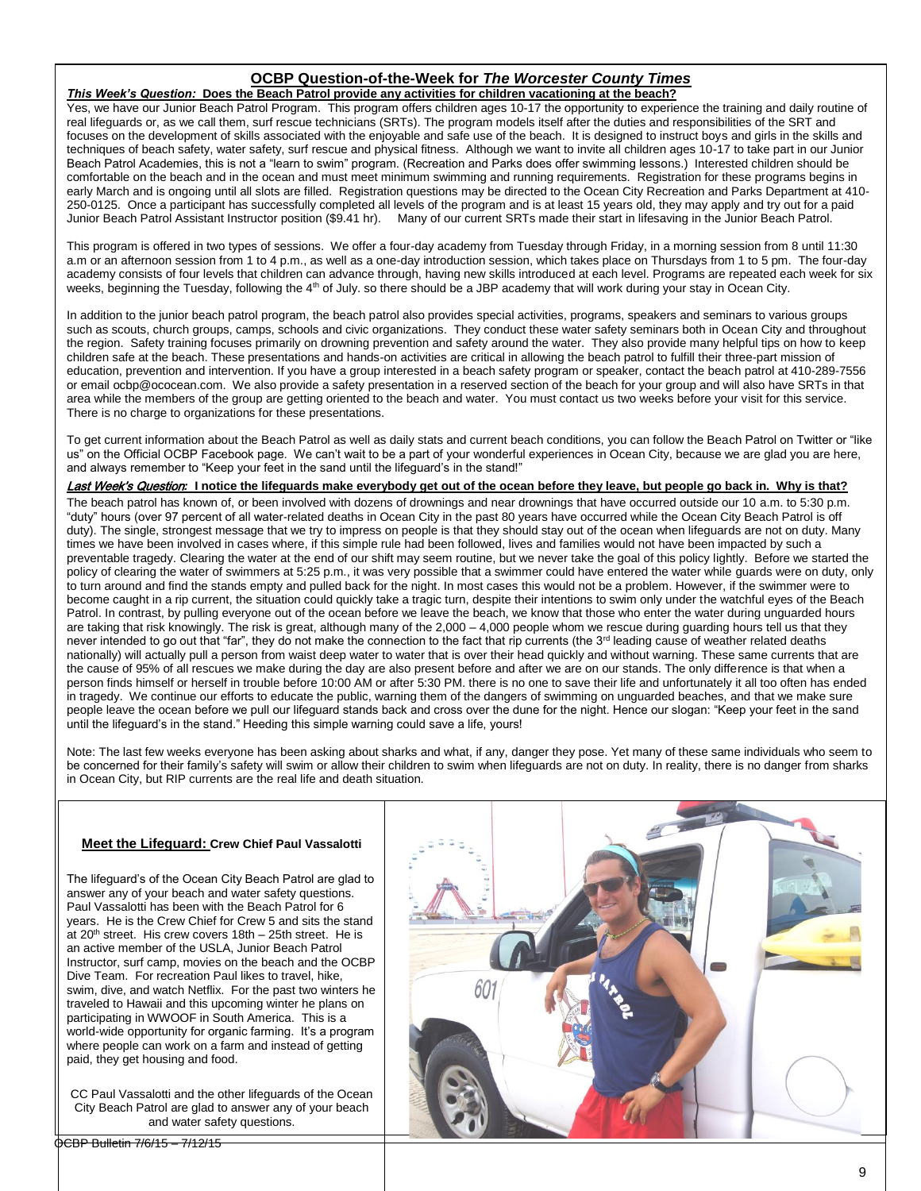## OCBP Question-of-the-Week for *The Worcester County Times*

***This Week's Question:*** **Does the Beach Patrol provide any activities for children vacationing at the beach?**

Yes, we have our Junior Beach Patrol Program. This program offers children ages 10-17 the opportunity to experience the training and daily routine of real lifeguards or, as we call them, surf rescue technicians (SRTs). The program models itself after the duties and responsibilities of the SRT and focuses on the development of skills associated with the enjoyable and safe use of the beach. It is designed to instruct boys and girls in the skills and techniques of beach safety, water safety, surf rescue and physical fitness. Although we want to invite all children ages 10-17 to take part in our Junior Beach Patrol Academies, this is not a "learn to swim" program. (Recreation and Parks does offer swimming lessons.) Interested children should be comfortable on the beach and in the ocean and must meet minimum swimming and running requirements. Registration for these programs begins in early March and is ongoing until all slots are filled. Registration questions may be directed to the Ocean City Recreation and Parks Department at 410-250-0125. Once a participant has successfully completed all levels of the program and is at least 15 years old, they may apply and try out for a paid Junior Beach Patrol Assistant Instructor position ($9.41 hr). Many of our current SRTs made their start in lifesaving in the Junior Beach Patrol.

This program is offered in two types of sessions. We offer a four-day academy from Tuesday through Friday, in a morning session from 8 until 11:30 a.m or an afternoon session from 1 to 4 p.m., as well as a one-day introduction session, which takes place on Thursdays from 1 to 5 pm. The four-day academy consists of four levels that children can advance through, having new skills introduced at each level. Programs are repeated each week for six weeks, beginning the Tuesday, following the 4th of July. so there should be a JBP academy that will work during your stay in Ocean City.

In addition to the junior beach patrol program, the beach patrol also provides special activities, programs, speakers and seminars to various groups such as scouts, church groups, camps, schools and civic organizations. They conduct these water safety seminars both in Ocean City and throughout the region. Safety training focuses primarily on drowning prevention and safety around the water. They also provide many helpful tips on how to keep children safe at the beach. These presentations and hands-on activities are critical in allowing the beach patrol to fulfill their three-part mission of education, prevention and intervention. If you have a group interested in a beach safety program or speaker, contact the beach patrol at 410-289-7556 or email ocbp@ococean.com. We also provide a safety presentation in a reserved section of the beach for your group and will also have SRTs in that area while the members of the group are getting oriented to the beach and water. You must contact us two weeks before your visit for this service. There is no charge to organizations for these presentations.

To get current information about the Beach Patrol as well as daily stats and current beach conditions, you can follow the Beach Patrol on Twitter or "like us" on the Official OCBP Facebook page. We can't wait to be a part of your wonderful experiences in Ocean City, because we are glad you are here, and always remember to "Keep your feet in the sand until the lifeguard's in the stand!"

***Last Week's Question:*** **I notice the lifeguards make everybody get out of the ocean before they leave, but people go back in. Why is that?**

The beach patrol has known of, or been involved with dozens of drownings and near drownings that have occurred outside our 10 a.m. to 5:30 p.m. "duty" hours (over 97 percent of all water-related deaths in Ocean City in the past 80 years have occurred while the Ocean City Beach Patrol is off duty). The single, strongest message that we try to impress on people is that they should stay out of the ocean when lifeguards are not on duty. Many times we have been involved in cases where, if this simple rule had been followed, lives and families would not have been impacted by such a preventable tragedy. Clearing the water at the end of our shift may seem routine, but we never take the goal of this policy lightly. Before we started the policy of clearing the water of swimmers at 5:25 p.m., it was very possible that a swimmer could have entered the water while guards were on duty, only to turn around and find the stands empty and pulled back for the night. In most cases this would not be a problem. However, if the swimmer were to become caught in a rip current, the situation could quickly take a tragic turn, despite their intentions to swim only under the watchful eyes of the Beach Patrol. In contrast, by pulling everyone out of the ocean before we leave the beach, we know that those who enter the water during unguarded hours are taking that risk knowingly. The risk is great, although many of the 2,000 – 4,000 people whom we rescue during guarding hours tell us that they never intended to go out that "far", they do not make the connection to the fact that rip currents (the 3rd leading cause of weather related deaths nationally) will actually pull a person from waist deep water to water that is over their head quickly and without warning. These same currents that are the cause of 95% of all rescues we make during the day are also present before and after we are on our stands. The only difference is that when a person finds himself or herself in trouble before 10:00 AM or after 5:30 PM. there is no one to save their life and unfortunately it all too often has ended in tragedy. We continue our efforts to educate the public, warning them of the dangers of swimming on unguarded beaches, and that we make sure people leave the ocean before we pull our lifeguard stands back and cross over the dune for the night. Hence our slogan: "Keep your feet in the sand until the lifeguard's in the stand." Heeding this simple warning could save a life, yours!

Note: The last few weeks everyone has been asking about sharks and what, if any, danger they pose. Yet many of these same individuals who seem to be concerned for their family's safety will swim or allow their children to swim when lifeguards are not on duty. In reality, there is no danger from sharks in Ocean City, but RIP currents are the real life and death situation.

### Meet the Lifeguard: Crew Chief Paul Vassalotti

The lifeguard's of the Ocean City Beach Patrol are glad to answer any of your beach and water safety questions. Paul Vassalotti has been with the Beach Patrol for 6 years. He is the Crew Chief for Crew 5 and sits the stand at 20th street. His crew covers 18th – 25th street. He is an active member of the USLA, Junior Beach Patrol Instructor, surf camp, movies on the beach and the OCBP Dive Team. For recreation Paul likes to travel, hike, swim, dive, and watch Netflix. For the past two winters he traveled to Hawaii and this upcoming winter he plans on participating in WWOOF in South America. This is a world-wide opportunity for organic farming. It's a program where people can work on a farm and instead of getting paid, they get housing and food.

CC Paul Vassalotti and the other lifeguards of the Ocean City Beach Patrol are glad to answer any of your beach and water safety questions.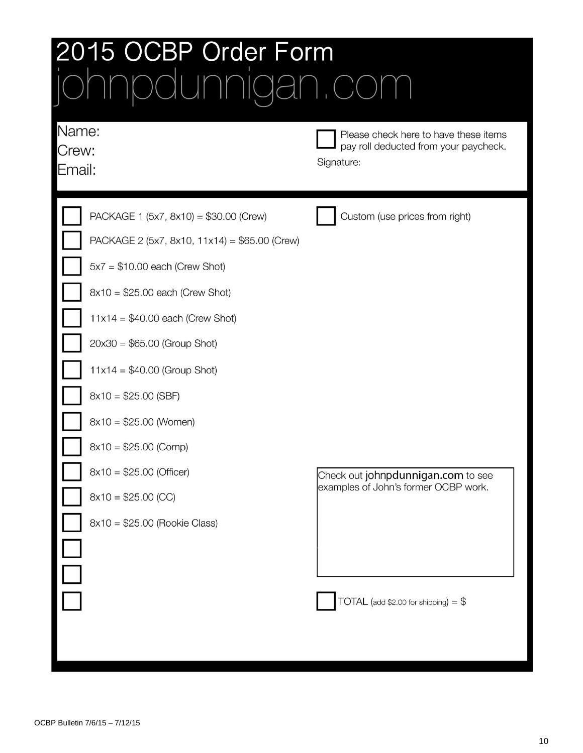# 2015 OCBP Order Form

## johnpdunnigan.com

Name:

Crew:

Email:

☐ Please check here to have these items pay roll deducted from your paycheck.

Signature:

☐ PACKAGE 1 (5x7, 8x10) = $30.00 (Crew)

☐ PACKAGE 2 (5x7, 8x10, 11x14) = $65.00 (Crew)

☐ 5x7 = $10.00 each (Crew Shot)

☐ 8x10 = $25.00 each (Crew Shot)

☐ 11x14 = $40.00 each (Crew Shot)

☐ 20x30 = $65.00 (Group Shot)

☐ 11x14 = $40.00 (Group Shot)

☐ 8x10 = $25.00 (SBF)

☐ 8x10 = $25.00 (Women)

☐ 8x10 = $25.00 (Comp)

☐ 8x10 = $25.00 (Officer)

☐ 8x10 = $25.00 (CC)

☐ 8x10 = $25.00 (Rookie Class)

☐

☐

☐

☐ Custom (use prices from right)

Check out johnpdunnigan.com to see examples of John's former OCBP work.

☐ TOTAL (add $2.00 for shipping) = $

OCBP Bulletin 7/6/15 – 7/12/15